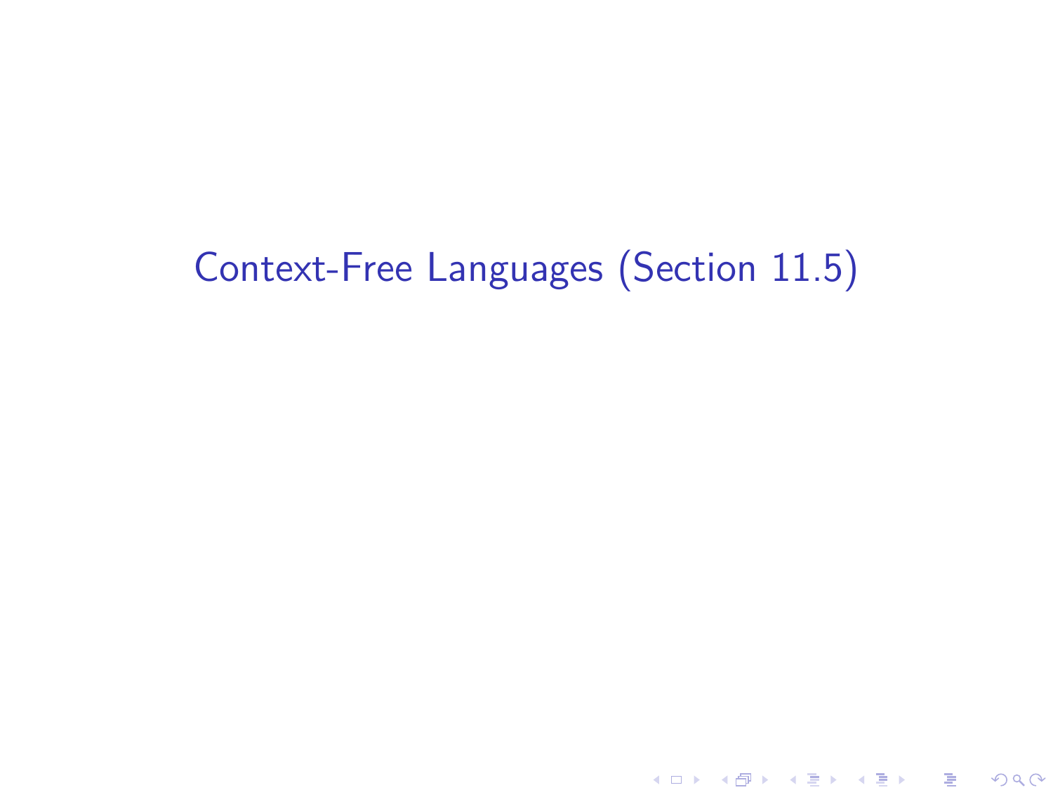# Context-Free Languages (Section 11.5)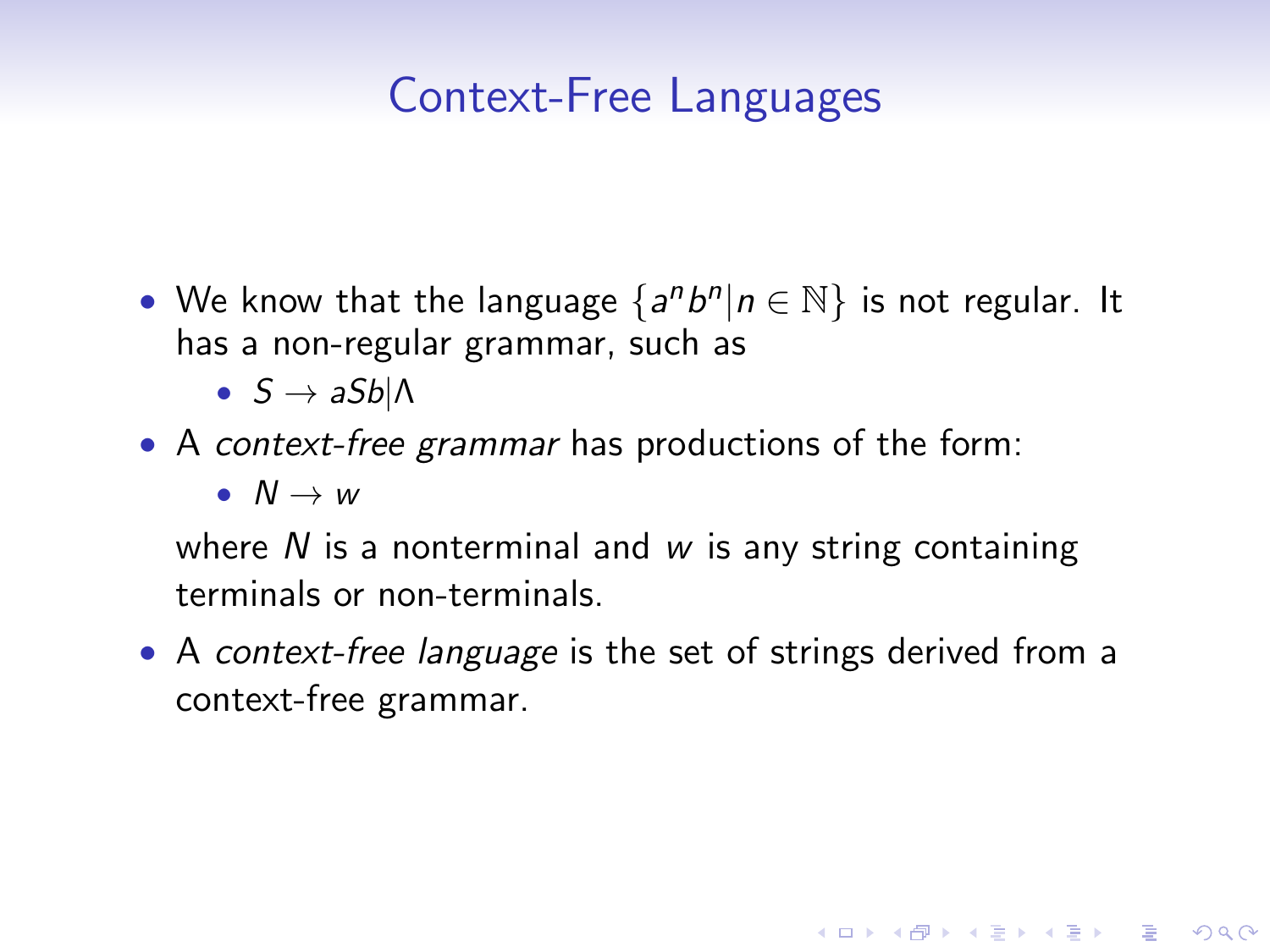# Context-Free Languages

- We know that the language $\{a^n b^n | n \in \mathbb{N}\}$ is not regular. It has a non-regular grammar, such as
  - $S \to aSb | \Lambda$
- A *context-free grammar* has productions of the form:
  - $N \to w$

  where $N$ is a nonterminal and $w$ is any string containing terminals or non-terminals.
- A *context-free language* is the set of strings derived from a context-free grammar.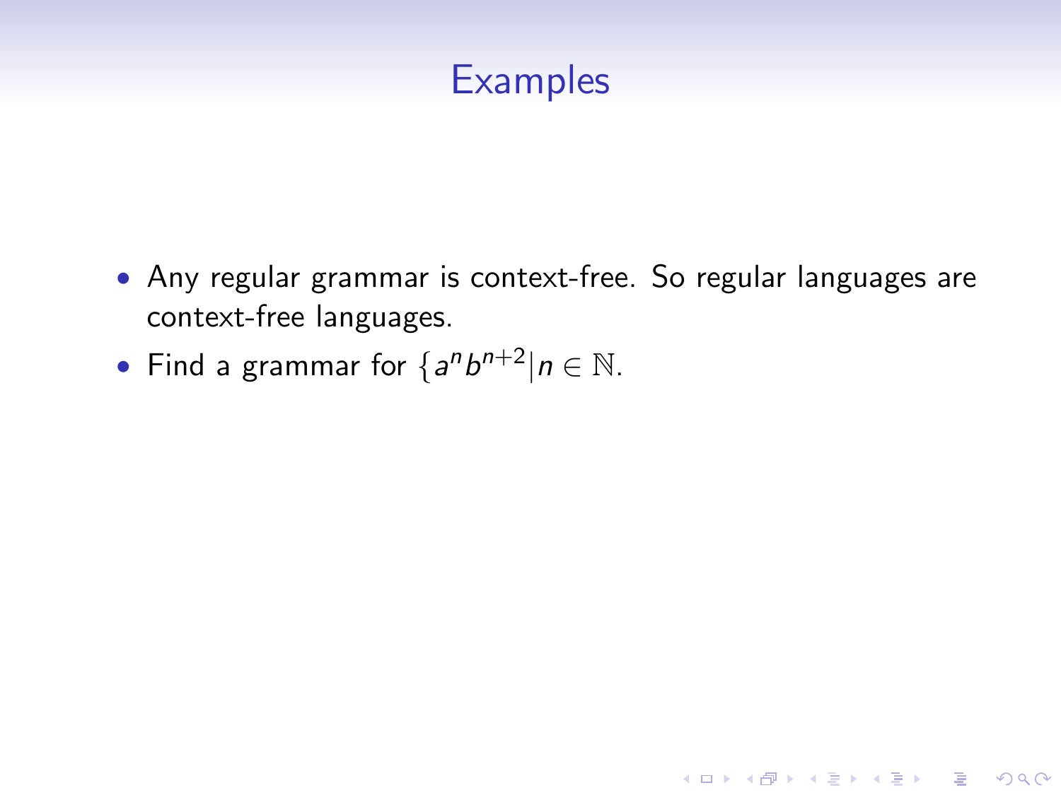# Examples

- Any regular grammar is context-free. So regular languages are context-free languages.
- Find a grammar for $\{a^n b^{n+2} | n \in \mathbb{N}$.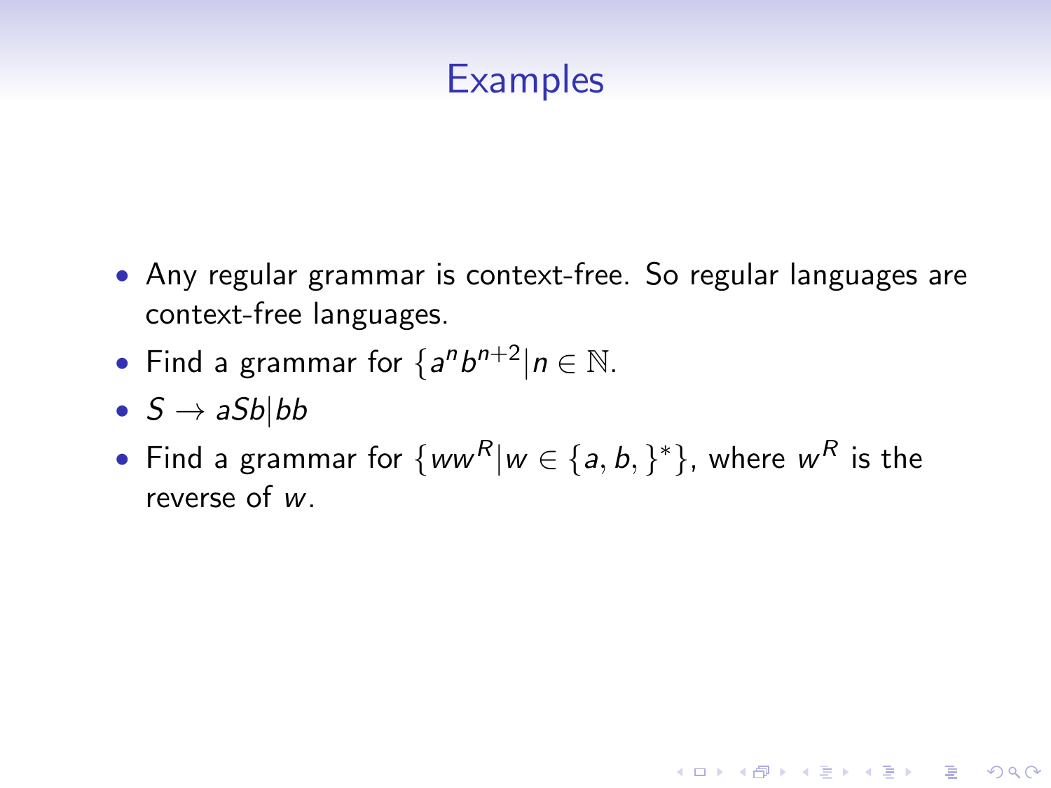# Examples

- Any regular grammar is context-free. So regular languages are context-free languages.
- Find a grammar for $\{a^n b^{n+2} | n \in \mathbb{N}$.
- $S \rightarrow aSb|bb$
- Find a grammar for $\{ww^R | w \in \{a, b, \}^*\}$, where $w^R$ is the reverse of $w$.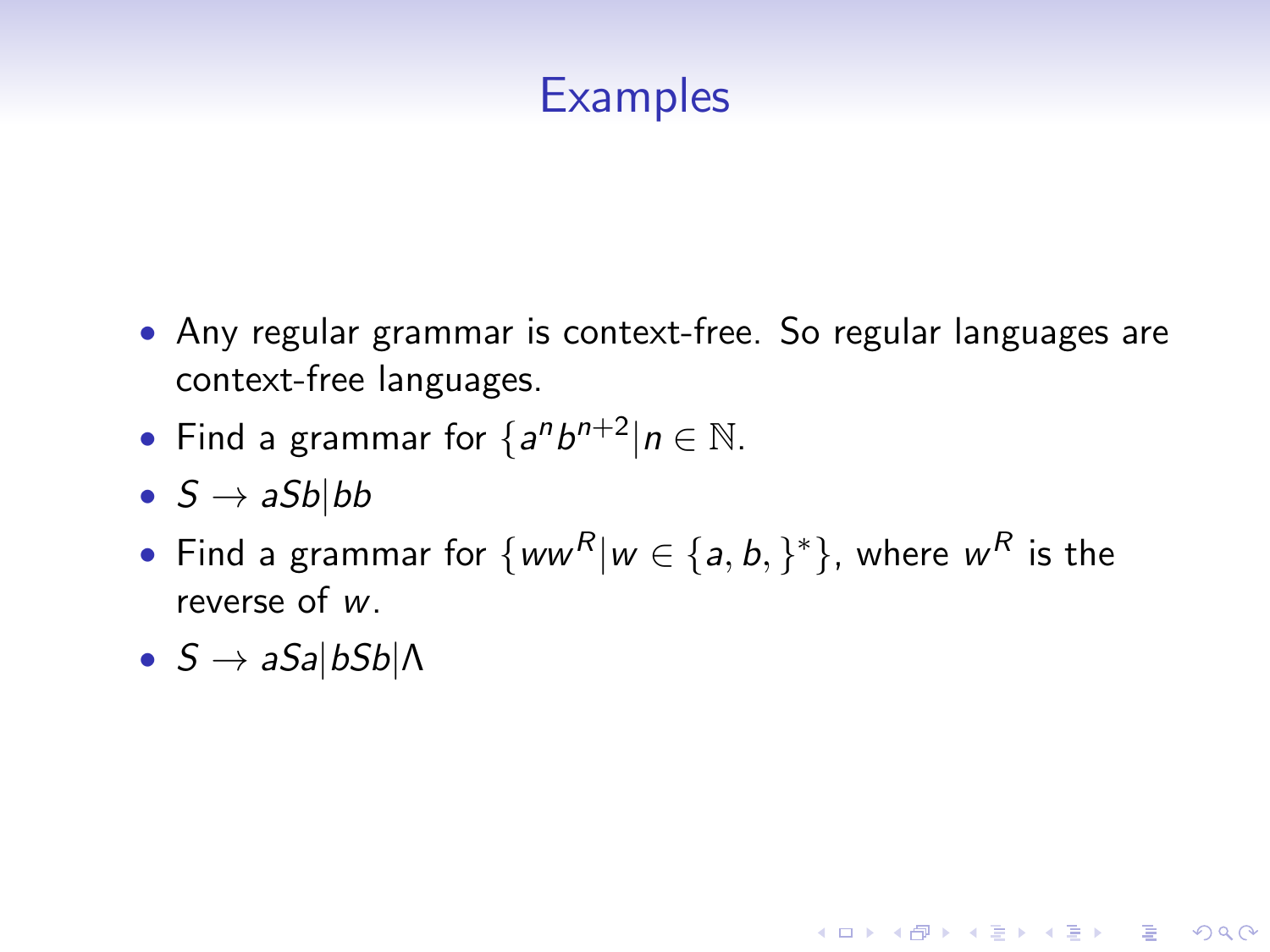# Examples

- Any regular grammar is context-free. So regular languages are context-free languages.
- Find a grammar for $\{a^n b^{n+2} | n \in \mathbb{N}$.
- $S \rightarrow aSb | bb$
- Find a grammar for $\{ww^R | w \in \{a, b, \}^*\}$, where $w^R$ is the reverse of $w$.
- $S \rightarrow aSa | bSb | \Lambda$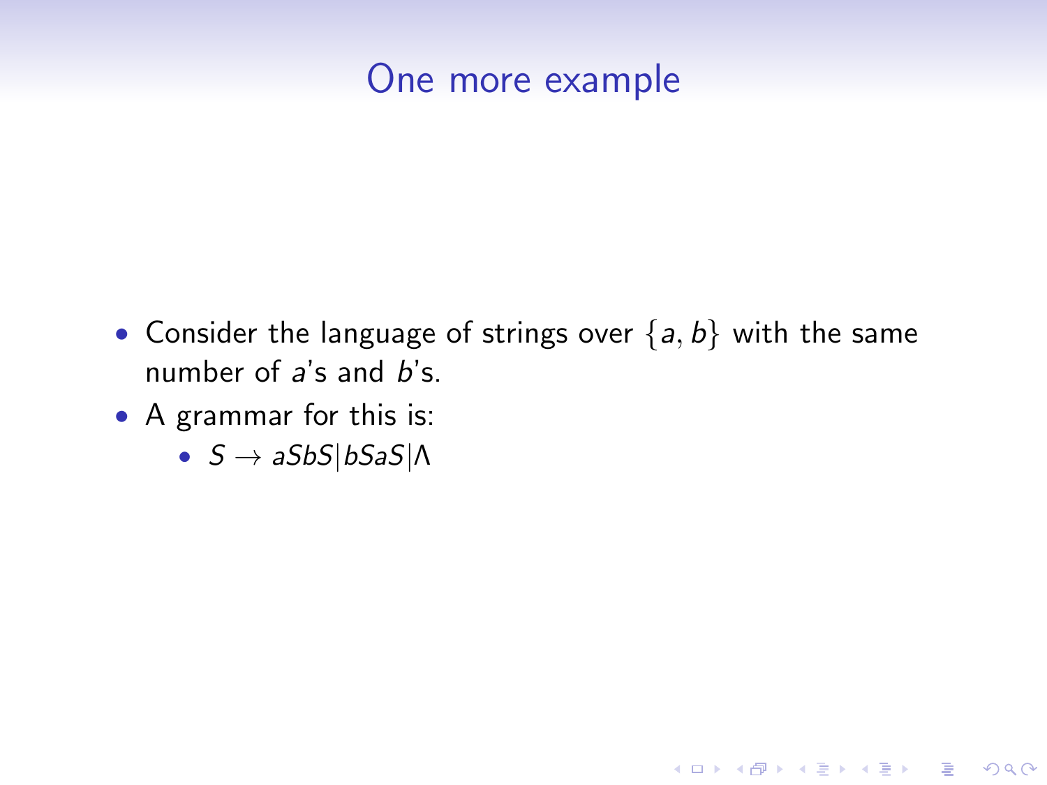# One more example

- Consider the language of strings over $\{a, b\}$ with the same number of $a$'s and $b$'s.
- A grammar for this is:
  - $S \rightarrow aSbS | bSaS | \Lambda$